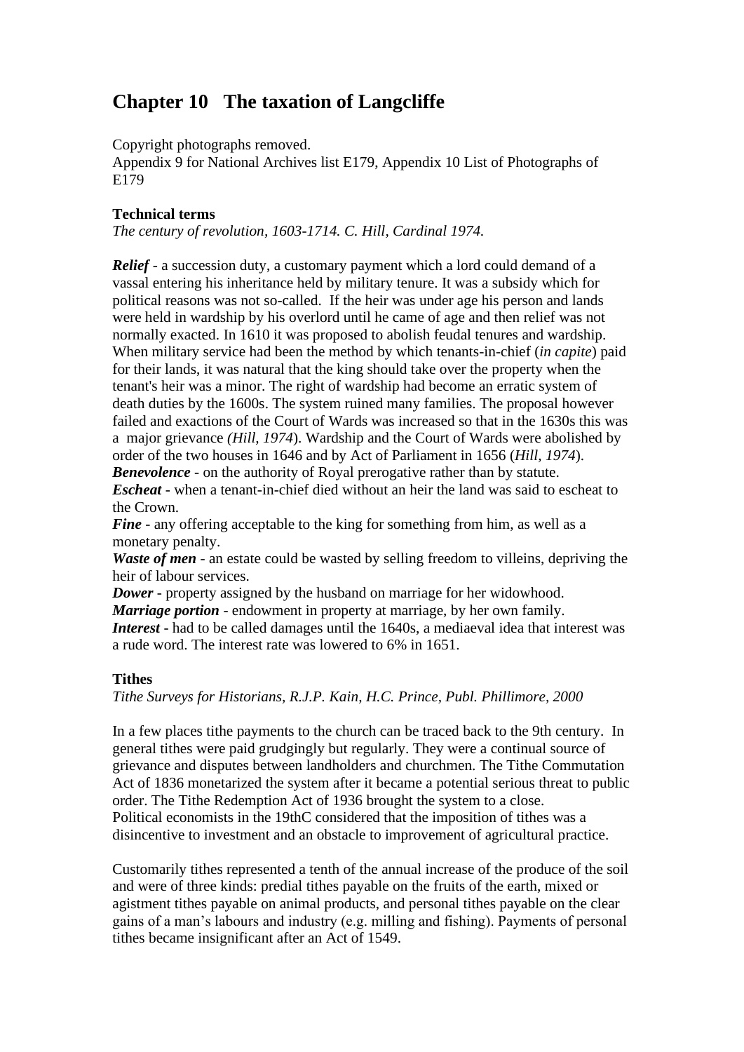# Chapter 10   The taxation of Langcliffe

Copyright photographs removed.
Appendix 9 for National Archives list E179, Appendix 10 List of Photographs of E179

**Technical terms**
*The century of revolution, 1603-1714. C. Hill, Cardinal 1974.*

***Relief*** - a succession duty, a customary payment which a lord could demand of a vassal entering his inheritance held by military tenure. It was a subsidy which for political reasons was not so-called.  If the heir was under age his person and lands were held in wardship by his overlord until he came of age and then relief was not normally exacted. In 1610 it was proposed to abolish feudal tenures and wardship. When military service had been the method by which tenants-in-chief (*in capite*) paid for their lands, it was natural that the king should take over the property when the tenant's heir was a minor. The right of wardship had become an erratic system of death duties by the 1600s. The system ruined many families. The proposal however failed and exactions of the Court of Wards was increased so that in the 1630s this was a  major grievance *(Hill, 1974*). Wardship and the Court of Wards were abolished by order of the two houses in 1646 and by Act of Parliament in 1656 (*Hill, 1974*).
***Benevolence*** - on the authority of Royal prerogative rather than by statute.
***Escheat*** - when a tenant-in-chief died without an heir the land was said to escheat to the Crown.
***Fine*** - any offering acceptable to the king for something from him, as well as a monetary penalty.
***Waste of men*** - an estate could be wasted by selling freedom to villeins, depriving the heir of labour services.
***Dower*** - property assigned by the husband on marriage for her widowhood.
***Marriage portion*** - endowment in property at marriage, by her own family.
***Interest*** - had to be called damages until the 1640s, a mediaeval idea that interest was a rude word. The interest rate was lowered to 6% in 1651.

**Tithes**
*Tithe Surveys for Historians, R.J.P. Kain, H.C. Prince, Publ. Phillimore, 2000*

In a few places tithe payments to the church can be traced back to the 9th century.  In general tithes were paid grudgingly but regularly. They were a continual source of grievance and disputes between landholders and churchmen. The Tithe Commutation Act of 1836 monetarized the system after it became a potential serious threat to public order. The Tithe Redemption Act of 1936 brought the system to a close.
Political economists in the 19thC considered that the imposition of tithes was a disincentive to investment and an obstacle to improvement of agricultural practice.

Customarily tithes represented a tenth of the annual increase of the produce of the soil and were of three kinds: predial tithes payable on the fruits of the earth, mixed or agistment tithes payable on animal products, and personal tithes payable on the clear gains of a man's labours and industry (e.g. milling and fishing). Payments of personal tithes became insignificant after an Act of 1549.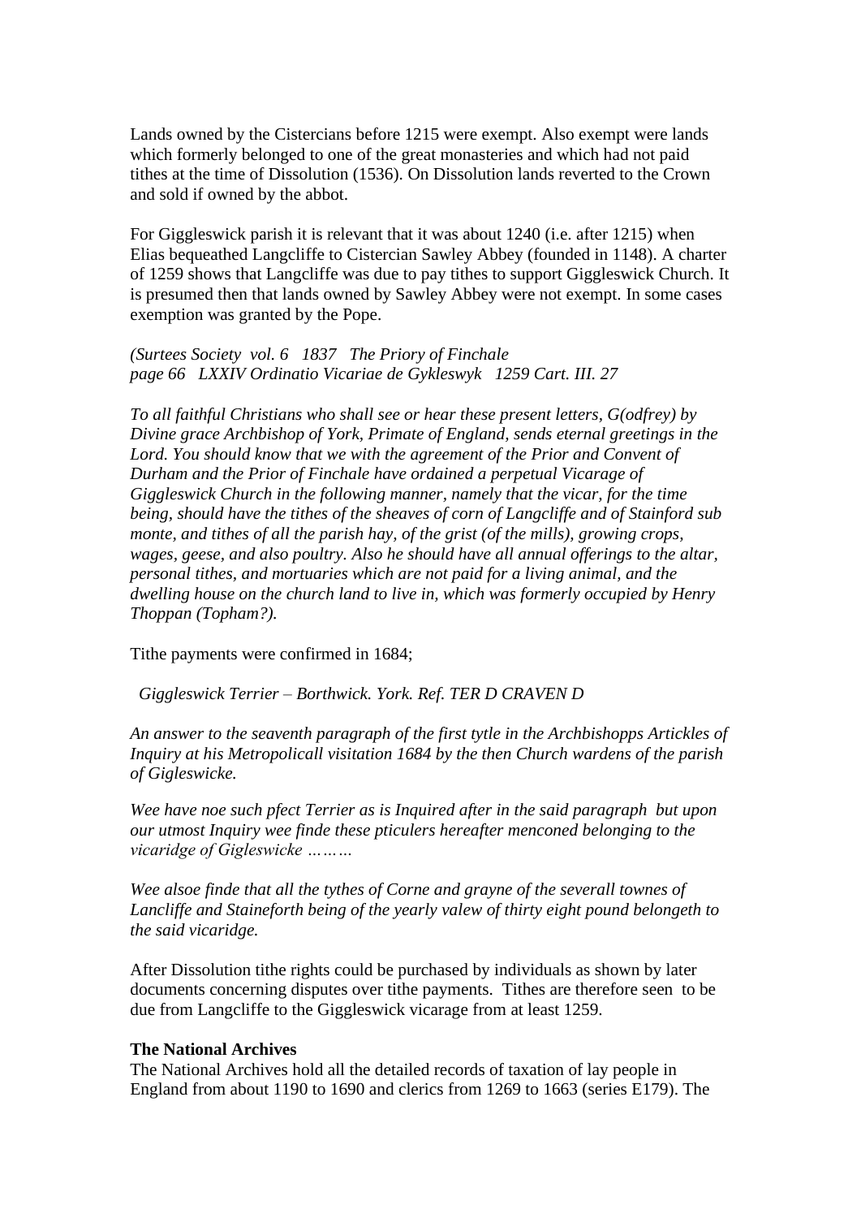Lands owned by the Cistercians before 1215 were exempt. Also exempt were lands which formerly belonged to one of the great monasteries and which had not paid tithes at the time of Dissolution (1536). On Dissolution lands reverted to the Crown and sold if owned by the abbot.

For Giggleswick parish it is relevant that it was about 1240 (i.e. after 1215) when Elias bequeathed Langcliffe to Cistercian Sawley Abbey (founded in 1148). A charter of 1259 shows that Langcliffe was due to pay tithes to support Giggleswick Church. It is presumed then that lands owned by Sawley Abbey were not exempt. In some cases exemption was granted by the Pope.

*(Surtees Society vol. 6 1837 The Priory of Finchale*
*page 66 LXXIV Ordinatio Vicariae de Gykleswyk 1259 Cart. III. 27*

*To all faithful Christians who shall see or hear these present letters, G(odfrey) by Divine grace Archbishop of York, Primate of England, sends eternal greetings in the Lord. You should know that we with the agreement of the Prior and Convent of Durham and the Prior of Finchale have ordained a perpetual Vicarage of Giggleswick Church in the following manner, namely that the vicar, for the time being, should have the tithes of the sheaves of corn of Langcliffe and of Stainford sub monte, and tithes of all the parish hay, of the grist (of the mills), growing crops, wages, geese, and also poultry. Also he should have all annual offerings to the altar, personal tithes, and mortuaries which are not paid for a living animal, and the dwelling house on the church land to live in, which was formerly occupied by Henry Thoppan (Topham?).*

Tithe payments were confirmed in 1684;

*Giggleswick Terrier – Borthwick. York. Ref. TER D CRAVEN D*

*An answer to the seaventh paragraph of the first tytle in the Archbishopps Artickles of Inquiry at his Metropolicall visitation 1684 by the then Church wardens of the parish of Gigleswicke.*

*Wee have noe such pfect Terrier as is Inquired after in the said paragraph but upon our utmost Inquiry wee finde these pticulers hereafter menconed belonging to the vicaridge of Gigleswicke ………*

*Wee alsoe finde that all the tythes of Corne and grayne of the severall townes of Lancliffe and Staineforth being of the yearly valew of thirty eight pound belongeth to the said vicaridge.*

After Dissolution tithe rights could be purchased by individuals as shown by later documents concerning disputes over tithe payments. Tithes are therefore seen to be due from Langcliffe to the Giggleswick vicarage from at least 1259.

**The National Archives**

The National Archives hold all the detailed records of taxation of lay people in England from about 1190 to 1690 and clerics from 1269 to 1663 (series E179). The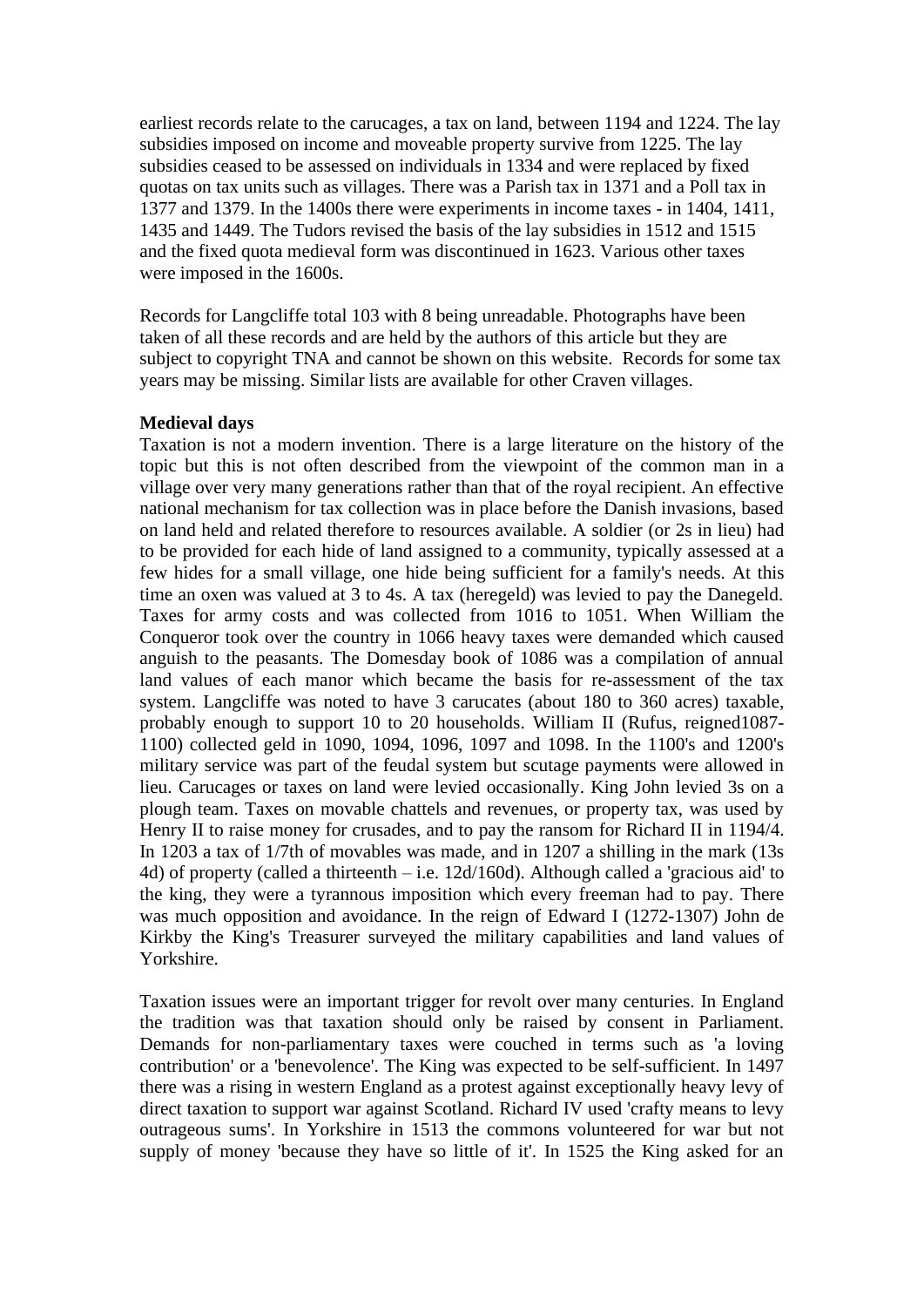earliest records relate to the carucages, a tax on land, between 1194 and 1224. The lay subsidies imposed on income and moveable property survive from 1225. The lay subsidies ceased to be assessed on individuals in 1334 and were replaced by fixed quotas on tax units such as villages. There was a Parish tax in 1371 and a Poll tax in 1377 and 1379. In the 1400s there were experiments in income taxes - in 1404, 1411, 1435 and 1449. The Tudors revised the basis of the lay subsidies in 1512 and 1515 and the fixed quota medieval form was discontinued in 1623. Various other taxes were imposed in the 1600s.

Records for Langcliffe total 103 with 8 being unreadable. Photographs have been taken of all these records and are held by the authors of this article but they are subject to copyright TNA and cannot be shown on this website. Records for some tax years may be missing. Similar lists are available for other Craven villages.

**Medieval days**

Taxation is not a modern invention. There is a large literature on the history of the topic but this is not often described from the viewpoint of the common man in a village over very many generations rather than that of the royal recipient. An effective national mechanism for tax collection was in place before the Danish invasions, based on land held and related therefore to resources available. A soldier (or 2s in lieu) had to be provided for each hide of land assigned to a community, typically assessed at a few hides for a small village, one hide being sufficient for a family's needs. At this time an oxen was valued at 3 to 4s. A tax (heregeld) was levied to pay the Danegeld. Taxes for army costs and was collected from 1016 to 1051. When William the Conqueror took over the country in 1066 heavy taxes were demanded which caused anguish to the peasants. The Domesday book of 1086 was a compilation of annual land values of each manor which became the basis for re-assessment of the tax system. Langcliffe was noted to have 3 carucates (about 180 to 360 acres) taxable, probably enough to support 10 to 20 households. William II (Rufus, reigned1087-1100) collected geld in 1090, 1094, 1096, 1097 and 1098. In the 1100's and 1200's military service was part of the feudal system but scutage payments were allowed in lieu. Carucages or taxes on land were levied occasionally. King John levied 3s on a plough team. Taxes on movable chattels and revenues, or property tax, was used by Henry II to raise money for crusades, and to pay the ransom for Richard II in 1194/4. In 1203 a tax of 1/7th of movables was made, and in 1207 a shilling in the mark (13s 4d) of property (called a thirteenth – i.e. 12d/160d). Although called a 'gracious aid' to the king, they were a tyrannous imposition which every freeman had to pay. There was much opposition and avoidance. In the reign of Edward I (1272-1307) John de Kirkby the King's Treasurer surveyed the military capabilities and land values of Yorkshire.

Taxation issues were an important trigger for revolt over many centuries. In England the tradition was that taxation should only be raised by consent in Parliament. Demands for non-parliamentary taxes were couched in terms such as 'a loving contribution' or a 'benevolence'. The King was expected to be self-sufficient. In 1497 there was a rising in western England as a protest against exceptionally heavy levy of direct taxation to support war against Scotland. Richard IV used 'crafty means to levy outrageous sums'. In Yorkshire in 1513 the commons volunteered for war but not supply of money 'because they have so little of it'. In 1525 the King asked for an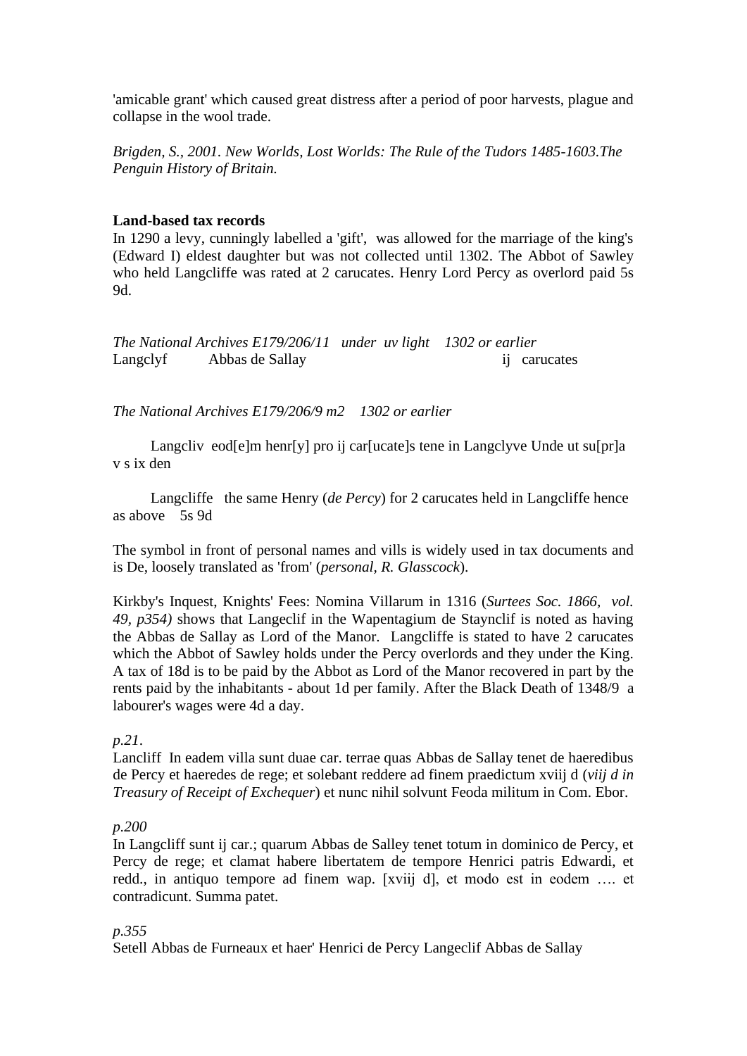'amicable grant' which caused great distress after a period of poor harvests, plague and collapse in the wool trade.

*Brigden, S., 2001. New Worlds, Lost Worlds: The Rule of the Tudors 1485-1603.The Penguin History of Britain.*

**Land-based tax records**

In 1290 a levy, cunningly labelled a 'gift', was allowed for the marriage of the king's (Edward I) eldest daughter but was not collected until 1302. The Abbot of Sawley who held Langcliffe was rated at 2 carucates. Henry Lord Percy as overlord paid 5s 9d.

*The National Archives E179/206/11 under uv light 1302 or earlier*

Langclyf Abbas de Sallay ij carucates

*The National Archives E179/206/9 m2 1302 or earlier*

Langcliv eod[e]m henr[y] pro ij car[ucate]s tene in Langclyve Unde ut su[pr]a v s ix den

Langcliffe the same Henry (*de Percy*) for 2 carucates held in Langcliffe hence as above 5s 9d

The symbol in front of personal names and vills is widely used in tax documents and is De, loosely translated as 'from' (*personal, R. Glasscock*).

Kirkby's Inquest, Knights' Fees: Nomina Villarum in 1316 (*Surtees Soc. 1866, vol. 49, p354)* shows that Langeclif in the Wapentagium de Staynclif is noted as having the Abbas de Sallay as Lord of the Manor. Langcliffe is stated to have 2 carucates which the Abbot of Sawley holds under the Percy overlords and they under the King. A tax of 18d is to be paid by the Abbot as Lord of the Manor recovered in part by the rents paid by the inhabitants - about 1d per family. After the Black Death of 1348/9 a labourer's wages were 4d a day.

*p.21.*

Lancliff In eadem villa sunt duae car. terrae quas Abbas de Sallay tenet de haeredibus de Percy et haeredes de rege; et solebant reddere ad finem praedictum xviij d (*viij d in Treasury of Receipt of Exchequer*) et nunc nihil solvunt Feoda militum in Com. Ebor.

*p.200*

In Langcliff sunt ij car.; quarum Abbas de Salley tenet totum in dominico de Percy, et Percy de rege; et clamat habere libertatem de tempore Henrici patris Edwardi, et redd., in antiquo tempore ad finem wap. [xviij d], et modo est in eodem …. et contradicunt. Summa patet.

*p.355*

Setell Abbas de Furneaux et haer' Henrici de Percy Langeclif Abbas de Sallay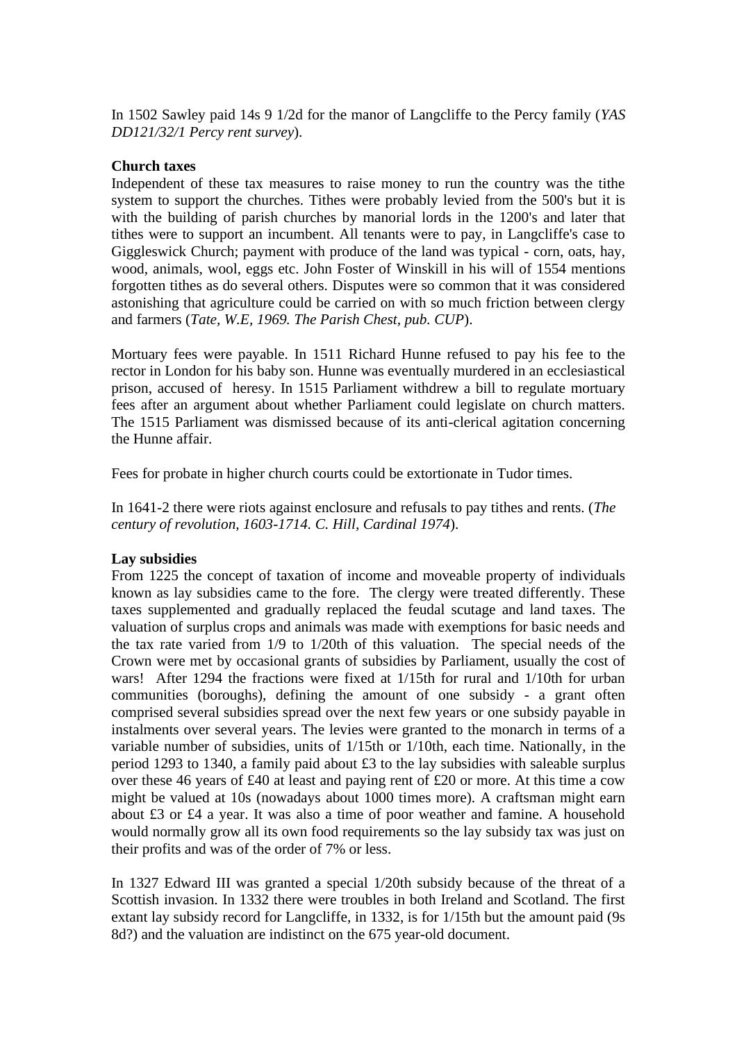In 1502 Sawley paid 14s 9 1/2d for the manor of Langcliffe to the Percy family (*YAS DD121/32/1 Percy rent survey*).

**Church taxes**

Independent of these tax measures to raise money to run the country was the tithe system to support the churches. Tithes were probably levied from the 500's but it is with the building of parish churches by manorial lords in the 1200's and later that tithes were to support an incumbent. All tenants were to pay, in Langcliffe's case to Giggleswick Church; payment with produce of the land was typical - corn, oats, hay, wood, animals, wool, eggs etc. John Foster of Winskill in his will of 1554 mentions forgotten tithes as do several others. Disputes were so common that it was considered astonishing that agriculture could be carried on with so much friction between clergy and farmers (*Tate, W.E, 1969. The Parish Chest, pub. CUP*).

Mortuary fees were payable. In 1511 Richard Hunne refused to pay his fee to the rector in London for his baby son. Hunne was eventually murdered in an ecclesiastical prison, accused of heresy. In 1515 Parliament withdrew a bill to regulate mortuary fees after an argument about whether Parliament could legislate on church matters. The 1515 Parliament was dismissed because of its anti-clerical agitation concerning the Hunne affair.

Fees for probate in higher church courts could be extortionate in Tudor times.

In 1641-2 there were riots against enclosure and refusals to pay tithes and rents. (*The century of revolution, 1603-1714. C. Hill, Cardinal 1974*).

**Lay subsidies**

From 1225 the concept of taxation of income and moveable property of individuals known as lay subsidies came to the fore. The clergy were treated differently. These taxes supplemented and gradually replaced the feudal scutage and land taxes. The valuation of surplus crops and animals was made with exemptions for basic needs and the tax rate varied from 1/9 to 1/20th of this valuation. The special needs of the Crown were met by occasional grants of subsidies by Parliament, usually the cost of wars! After 1294 the fractions were fixed at 1/15th for rural and 1/10th for urban communities (boroughs), defining the amount of one subsidy - a grant often comprised several subsidies spread over the next few years or one subsidy payable in instalments over several years. The levies were granted to the monarch in terms of a variable number of subsidies, units of 1/15th or 1/10th, each time. Nationally, in the period 1293 to 1340, a family paid about £3 to the lay subsidies with saleable surplus over these 46 years of £40 at least and paying rent of £20 or more. At this time a cow might be valued at 10s (nowadays about 1000 times more). A craftsman might earn about £3 or £4 a year. It was also a time of poor weather and famine. A household would normally grow all its own food requirements so the lay subsidy tax was just on their profits and was of the order of 7% or less.

In 1327 Edward III was granted a special 1/20th subsidy because of the threat of a Scottish invasion. In 1332 there were troubles in both Ireland and Scotland. The first extant lay subsidy record for Langcliffe, in 1332, is for 1/15th but the amount paid (9s 8d?) and the valuation are indistinct on the 675 year-old document.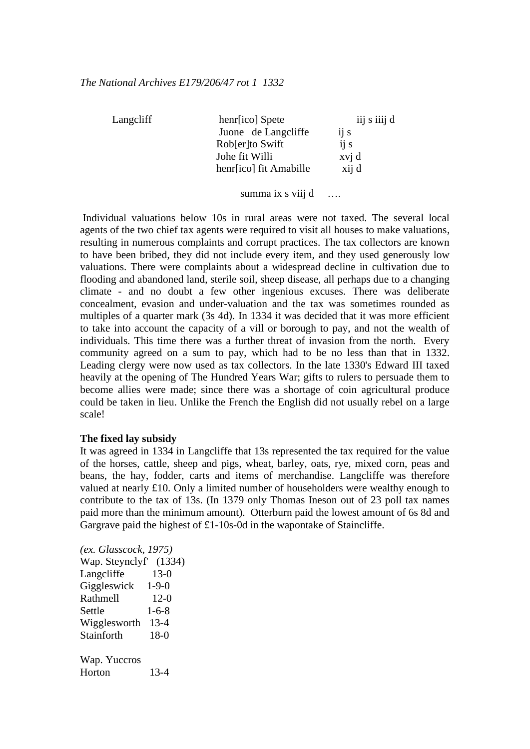*The National Archives E179/206/47 rot 1 1332*

| | | |
|---|---|---|
| Langcliff | henr[ico] Spete | iij s iiij d |
| | Juone de Langcliffe | ij s |
| | Rob[er]to Swift | ij s |
| | Johe fit Willi | xvj d |
| | henr[ico] fit Amabille | xij d |

summa ix s viij d ….

Individual valuations below 10s in rural areas were not taxed. The several local agents of the two chief tax agents were required to visit all houses to make valuations, resulting in numerous complaints and corrupt practices. The tax collectors are known to have been bribed, they did not include every item, and they used generously low valuations. There were complaints about a widespread decline in cultivation due to flooding and abandoned land, sterile soil, sheep disease, all perhaps due to a changing climate - and no doubt a few other ingenious excuses. There was deliberate concealment, evasion and under-valuation and the tax was sometimes rounded as multiples of a quarter mark (3s 4d). In 1334 it was decided that it was more efficient to take into account the capacity of a vill or borough to pay, and not the wealth of individuals. This time there was a further threat of invasion from the north. Every community agreed on a sum to pay, which had to be no less than that in 1332. Leading clergy were now used as tax collectors. In the late 1330's Edward III taxed heavily at the opening of The Hundred Years War; gifts to rulers to persuade them to become allies were made; since there was a shortage of coin agricultural produce could be taken in lieu. Unlike the French the English did not usually rebel on a large scale!

**The fixed lay subsidy**

It was agreed in 1334 in Langcliffe that 13s represented the tax required for the value of the horses, cattle, sheep and pigs, wheat, barley, oats, rye, mixed corn, peas and beans, the hay, fodder, carts and items of merchandise. Langcliffe was therefore valued at nearly £10. Only a limited number of householders were wealthy enough to contribute to the tax of 13s. (In 1379 only Thomas Ineson out of 23 poll tax names paid more than the minimum amount). Otterburn paid the lowest amount of 6s 8d and Gargrave paid the highest of £1-10s-0d in the wapontake of Staincliffe.

*(ex. Glasscock, 1975)*

| Wap. Steynclyf' | (1334) |
|---|---|
| Langcliffe | 13-0 |
| Giggleswick | 1-9-0 |
| Rathmell | 12-0 |
| Settle | 1-6-8 |
| Wigglesworth | 13-4 |
| Stainforth | 18-0 |

| Wap. Yuccros | |
|---|---|
| Horton | 13-4 |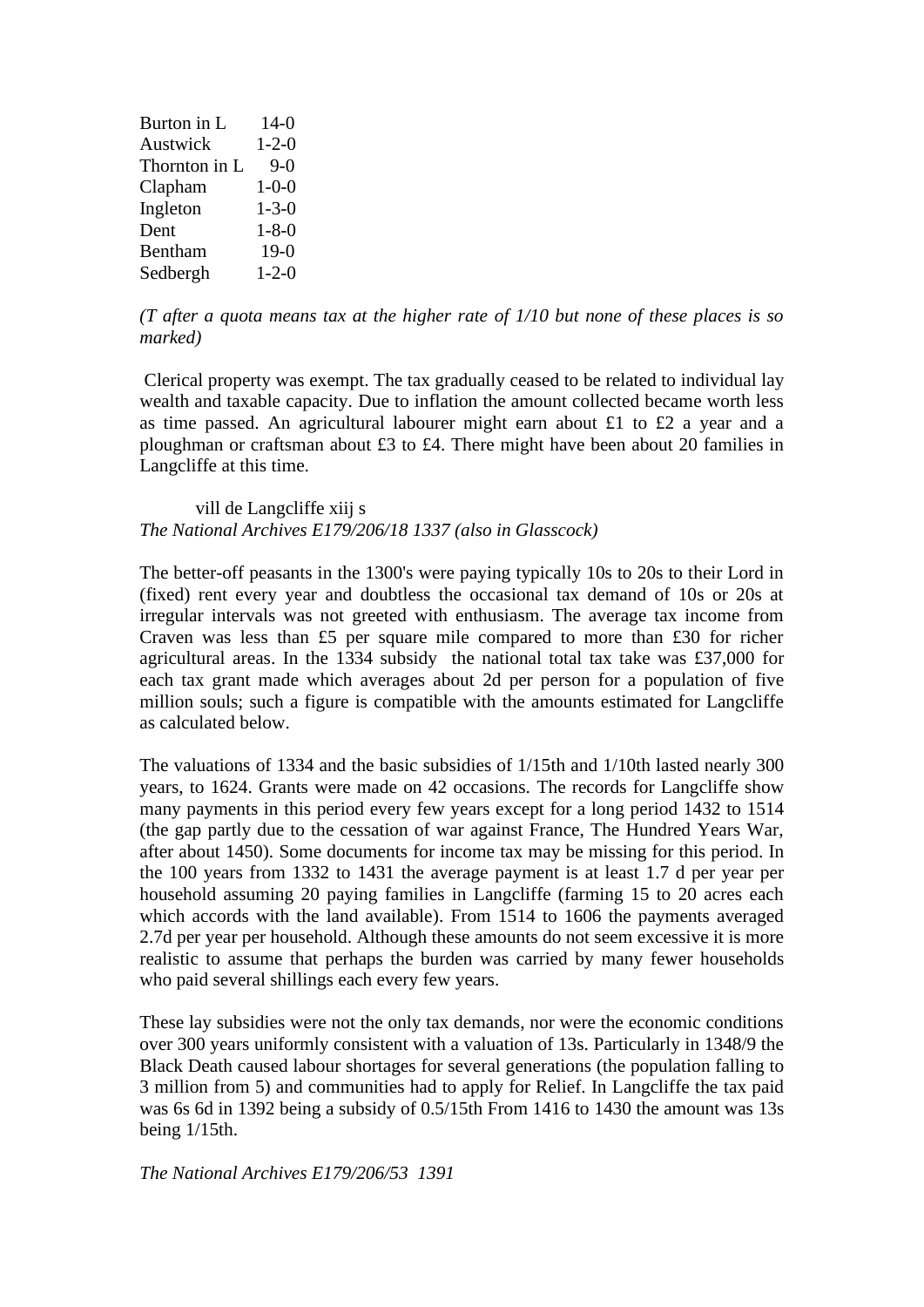| | |
|---|---|
| Burton in L | 14-0 |
| Austwick | 1-2-0 |
| Thornton in L | 9-0 |
| Clapham | 1-0-0 |
| Ingleton | 1-3-0 |
| Dent | 1-8-0 |
| Bentham | 19-0 |
| Sedbergh | 1-2-0 |

*(T after a quota means tax at the higher rate of 1/10 but none of these places is so marked)*

Clerical property was exempt. The tax gradually ceased to be related to individual lay wealth and taxable capacity. Due to inflation the amount collected became worth less as time passed. An agricultural labourer might earn about £1 to £2 a year and a ploughman or craftsman about £3 to £4. There might have been about 20 families in Langcliffe at this time.

vill de Langcliffe xiij s

*The National Archives E179/206/18 1337 (also in Glasscock)*

The better-off peasants in the 1300's were paying typically 10s to 20s to their Lord in (fixed) rent every year and doubtless the occasional tax demand of 10s or 20s at irregular intervals was not greeted with enthusiasm. The average tax income from Craven was less than £5 per square mile compared to more than £30 for richer agricultural areas. In the 1334 subsidy the national total tax take was £37,000 for each tax grant made which averages about 2d per person for a population of five million souls; such a figure is compatible with the amounts estimated for Langcliffe as calculated below.

The valuations of 1334 and the basic subsidies of 1/15th and 1/10th lasted nearly 300 years, to 1624. Grants were made on 42 occasions. The records for Langcliffe show many payments in this period every few years except for a long period 1432 to 1514 (the gap partly due to the cessation of war against France, The Hundred Years War, after about 1450). Some documents for income tax may be missing for this period. In the 100 years from 1332 to 1431 the average payment is at least 1.7 d per year per household assuming 20 paying families in Langcliffe (farming 15 to 20 acres each which accords with the land available). From 1514 to 1606 the payments averaged 2.7d per year per household. Although these amounts do not seem excessive it is more realistic to assume that perhaps the burden was carried by many fewer households who paid several shillings each every few years.

These lay subsidies were not the only tax demands, nor were the economic conditions over 300 years uniformly consistent with a valuation of 13s. Particularly in 1348/9 the Black Death caused labour shortages for several generations (the population falling to 3 million from 5) and communities had to apply for Relief. In Langcliffe the tax paid was 6s 6d in 1392 being a subsidy of 0.5/15th From 1416 to 1430 the amount was 13s being 1/15th.

*The National Archives E179/206/53 1391*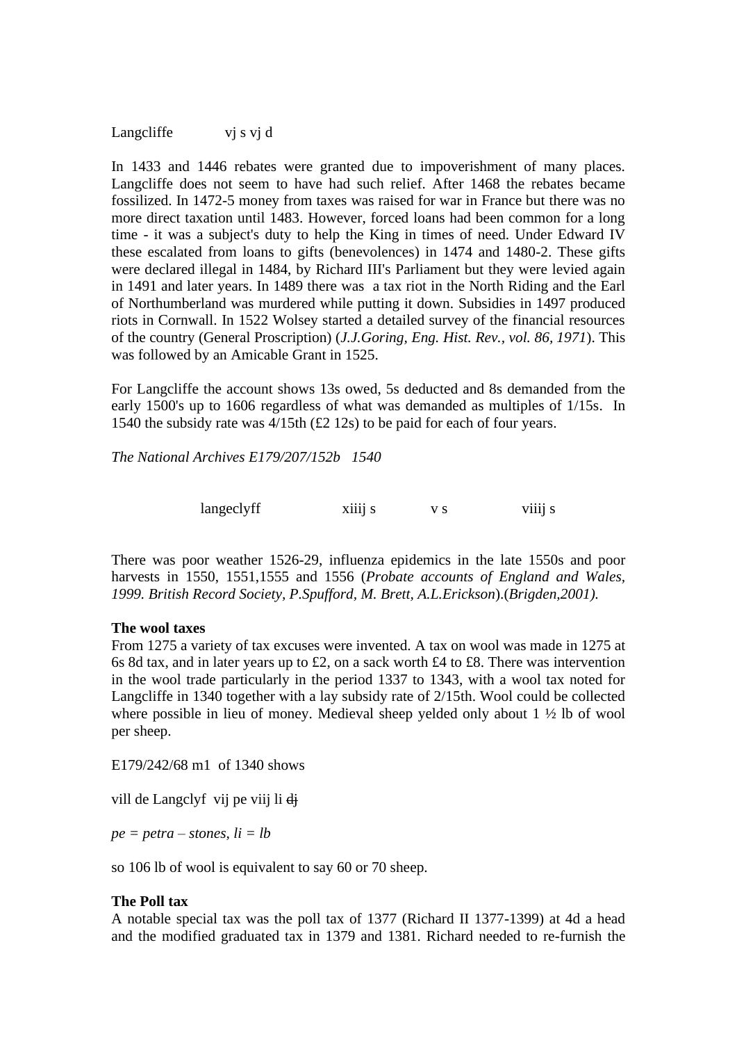Langcliffe vj s vj d

In 1433 and 1446 rebates were granted due to impoverishment of many places. Langcliffe does not seem to have had such relief. After 1468 the rebates became fossilized. In 1472-5 money from taxes was raised for war in France but there was no more direct taxation until 1483. However, forced loans had been common for a long time - it was a subject's duty to help the King in times of need. Under Edward IV these escalated from loans to gifts (benevolences) in 1474 and 1480-2. These gifts were declared illegal in 1484, by Richard III's Parliament but they were levied again in 1491 and later years. In 1489 there was a tax riot in the North Riding and the Earl of Northumberland was murdered while putting it down. Subsidies in 1497 produced riots in Cornwall. In 1522 Wolsey started a detailed survey of the financial resources of the country (General Proscription) (*J.J.Goring, Eng. Hist. Rev., vol. 86, 1971*). This was followed by an Amicable Grant in 1525.

For Langcliffe the account shows 13s owed, 5s deducted and 8s demanded from the early 1500's up to 1606 regardless of what was demanded as multiples of 1/15s. In 1540 the subsidy rate was 4/15th (£2 12s) to be paid for each of four years.

*The National Archives E179/207/152b 1540*

| langeclyff | xiiij s | v s | viiij s |
|---|---|---|---|

There was poor weather 1526-29, influenza epidemics in the late 1550s and poor harvests in 1550, 1551,1555 and 1556 (*Probate accounts of England and Wales, 1999. British Record Society, P.Spufford, M. Brett, A.L.Erickson*).(*Brigden,2001).*

**The wool taxes**

From 1275 a variety of tax excuses were invented. A tax on wool was made in 1275 at 6s 8d tax, and in later years up to £2, on a sack worth £4 to £8. There was intervention in the wool trade particularly in the period 1337 to 1343, with a wool tax noted for Langcliffe in 1340 together with a lay subsidy rate of 2/15th. Wool could be collected where possible in lieu of money. Medieval sheep yelded only about 1 ½ lb of wool per sheep.

E179/242/68 m1 of 1340 shows

vill de Langclyf vij pe viij li ~~dj~~

*pe = petra – stones, li = lb*

so 106 lb of wool is equivalent to say 60 or 70 sheep.

**The Poll tax**

A notable special tax was the poll tax of 1377 (Richard II 1377-1399) at 4d a head and the modified graduated tax in 1379 and 1381. Richard needed to re-furnish the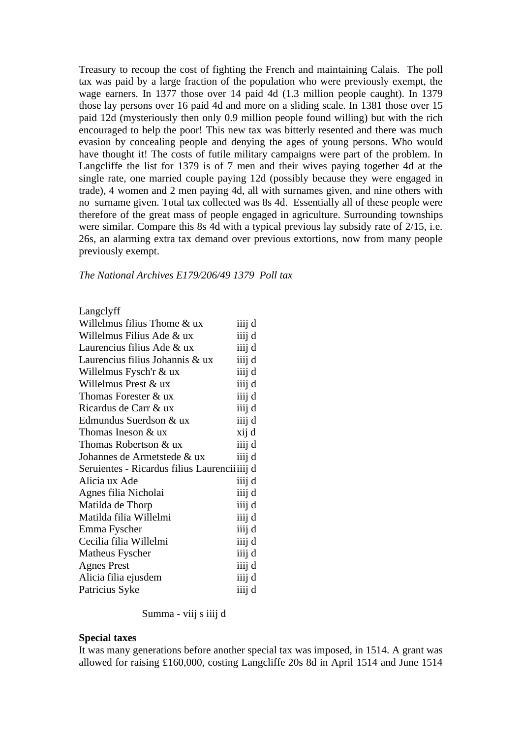Treasury to recoup the cost of fighting the French and maintaining Calais. The poll tax was paid by a large fraction of the population who were previously exempt, the wage earners. In 1377 those over 14 paid 4d (1.3 million people caught). In 1379 those lay persons over 16 paid 4d and more on a sliding scale. In 1381 those over 15 paid 12d (mysteriously then only 0.9 million people found willing) but with the rich encouraged to help the poor! This new tax was bitterly resented and there was much evasion by concealing people and denying the ages of young persons. Who would have thought it! The costs of futile military campaigns were part of the problem. In Langcliffe the list for 1379 is of 7 men and their wives paying together 4d at the single rate, one married couple paying 12d (possibly because they were engaged in trade), 4 women and 2 men paying 4d, all with surnames given, and nine others with no surname given. Total tax collected was 8s 4d. Essentially all of these people were therefore of the great mass of people engaged in agriculture. Surrounding townships were similar. Compare this 8s 4d with a typical previous lay subsidy rate of 2/15, i.e. 26s, an alarming extra tax demand over previous extortions, now from many people previously exempt.

*The National Archives E179/206/49 1379 Poll tax*

| Langclyff | |
|---|---|
| Willelmus filius Thome & ux | iiij d |
| Willelmus Filius Ade & ux | iiij d |
| Laurencius filius Ade & ux | iiij d |
| Laurencius filius Johannis & ux | iiij d |
| Willelmus Fysch'r & ux | iiij d |
| Willelmus Prest & ux | iiij d |
| Thomas Forester & ux | iiij d |
| Ricardus de Carr & ux | iiij d |
| Edmundus Suerdson & ux | iiij d |
| Thomas Ineson & ux | xij d |
| Thomas Robertson & ux | iiij d |
| Johannes de Armetstede & ux | iiij d |
| Seruientes - Ricardus filius Laurencii | iiij d |
| Alicia ux Ade | iiij d |
| Agnes filia Nicholai | iiij d |
| Matilda de Thorp | iiij d |
| Matilda filia Willelmi | iiij d |
| Emma Fyscher | iiij d |
| Cecilia filia Willelmi | iiij d |
| Matheus Fyscher | iiij d |
| Agnes Prest | iiij d |
| Alicia filia ejusdem | iiij d |
| Patricius Syke | iiij d |

Summa - viij s iiij d

**Special taxes**

It was many generations before another special tax was imposed, in 1514. A grant was allowed for raising £160,000, costing Langcliffe 20s 8d in April 1514 and June 1514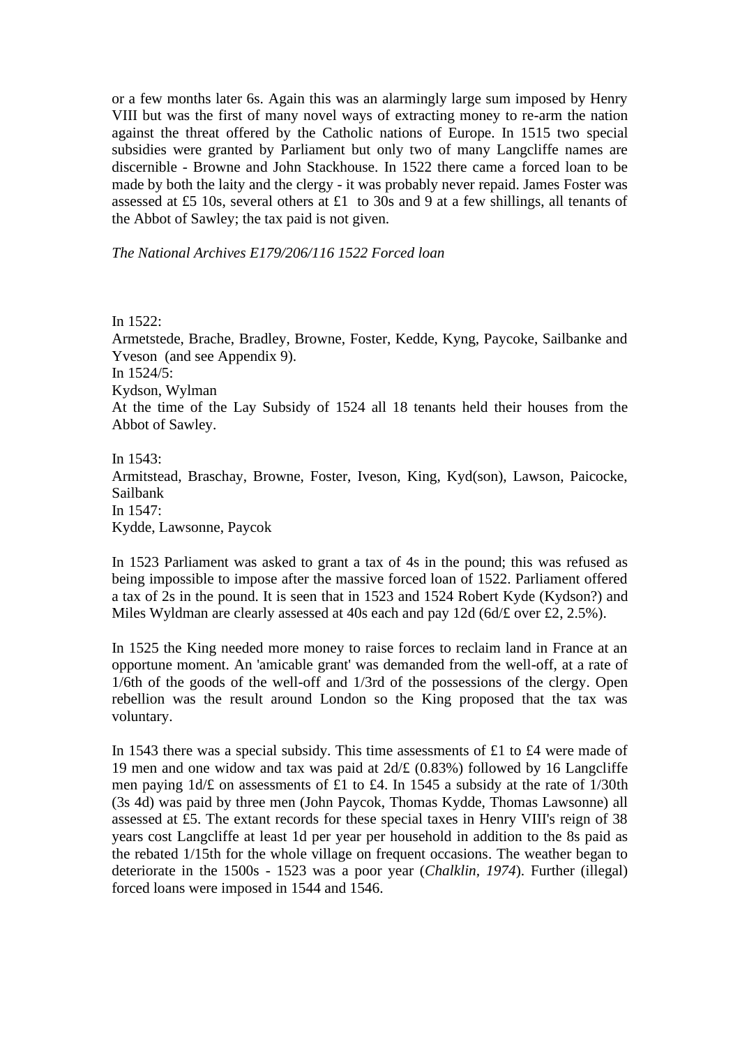or a few months later 6s. Again this was an alarmingly large sum imposed by Henry VIII but was the first of many novel ways of extracting money to re-arm the nation against the threat offered by the Catholic nations of Europe. In 1515 two special subsidies were granted by Parliament but only two of many Langcliffe names are discernible - Browne and John Stackhouse. In 1522 there came a forced loan to be made by both the laity and the clergy - it was probably never repaid. James Foster was assessed at £5 10s, several others at £1 to 30s and 9 at a few shillings, all tenants of the Abbot of Sawley; the tax paid is not given.

*The National Archives E179/206/116 1522 Forced loan*

In 1522:
Armetstede, Brache, Bradley, Browne, Foster, Kedde, Kyng, Paycoke, Sailbanke and Yveson (and see Appendix 9).
In 1524/5:
Kydson, Wylman
At the time of the Lay Subsidy of 1524 all 18 tenants held their houses from the Abbot of Sawley.

In 1543:
Armitstead, Braschay, Browne, Foster, Iveson, King, Kyd(son), Lawson, Paicocke, Sailbank
In 1547:
Kydde, Lawsonne, Paycok

In 1523 Parliament was asked to grant a tax of 4s in the pound; this was refused as being impossible to impose after the massive forced loan of 1522. Parliament offered a tax of 2s in the pound. It is seen that in 1523 and 1524 Robert Kyde (Kydson?) and Miles Wyldman are clearly assessed at 40s each and pay 12d (6d/£ over £2, 2.5%).

In 1525 the King needed more money to raise forces to reclaim land in France at an opportune moment. An 'amicable grant' was demanded from the well-off, at a rate of 1/6th of the goods of the well-off and 1/3rd of the possessions of the clergy. Open rebellion was the result around London so the King proposed that the tax was voluntary.

In 1543 there was a special subsidy. This time assessments of £1 to £4 were made of 19 men and one widow and tax was paid at 2d/£ (0.83%) followed by 16 Langcliffe men paying 1d/£ on assessments of £1 to £4. In 1545 a subsidy at the rate of 1/30th (3s 4d) was paid by three men (John Paycok, Thomas Kydde, Thomas Lawsonne) all assessed at £5. The extant records for these special taxes in Henry VIII's reign of 38 years cost Langcliffe at least 1d per year per household in addition to the 8s paid as the rebated 1/15th for the whole village on frequent occasions. The weather began to deteriorate in the 1500s - 1523 was a poor year (*Chalklin, 1974*). Further (illegal) forced loans were imposed in 1544 and 1546.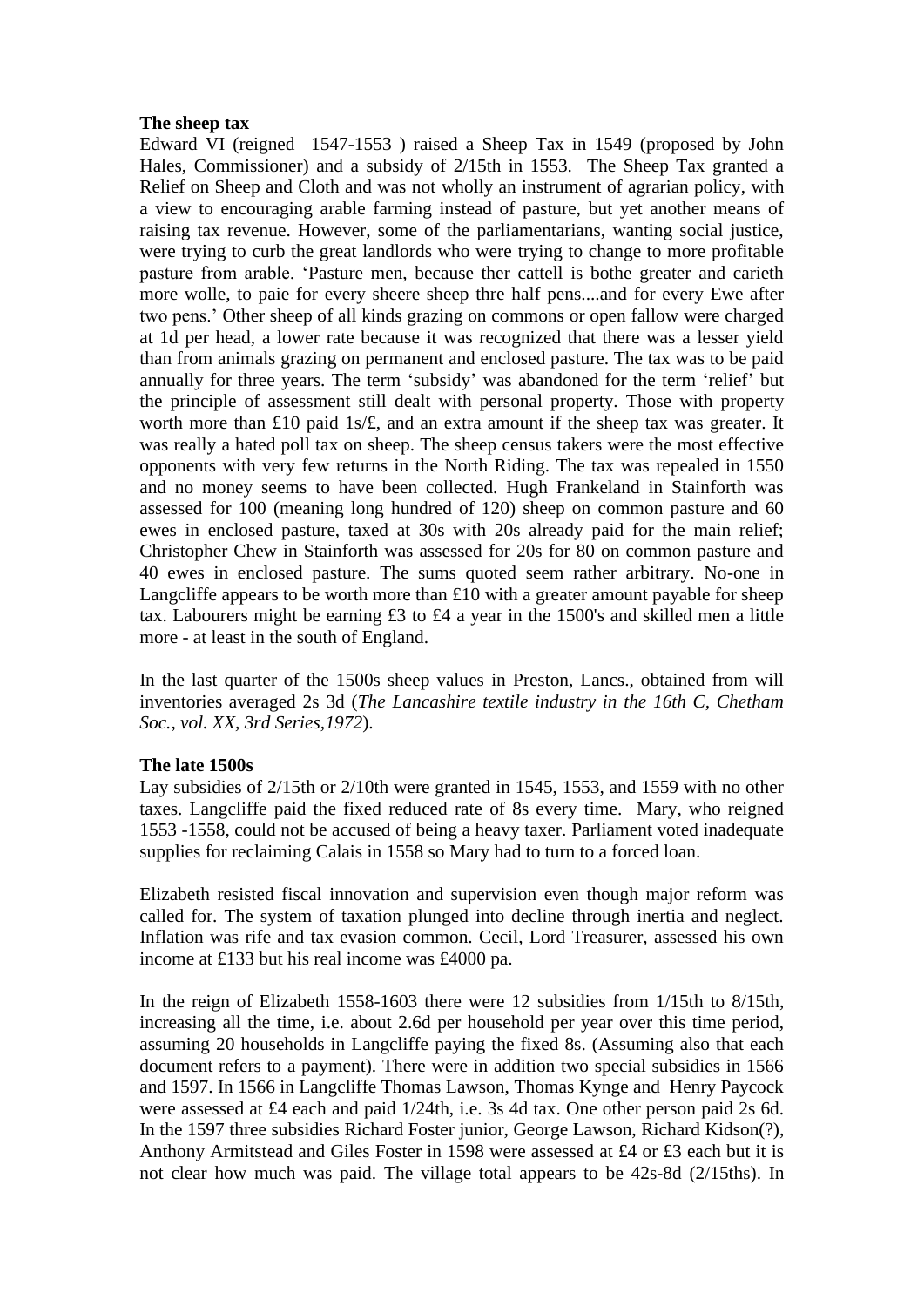**The sheep tax**

Edward VI (reigned 1547-1553 ) raised a Sheep Tax in 1549 (proposed by John Hales, Commissioner) and a subsidy of 2/15th in 1553. The Sheep Tax granted a Relief on Sheep and Cloth and was not wholly an instrument of agrarian policy, with a view to encouraging arable farming instead of pasture, but yet another means of raising tax revenue. However, some of the parliamentarians, wanting social justice, were trying to curb the great landlords who were trying to change to more profitable pasture from arable. 'Pasture men, because ther cattell is bothe greater and carieth more wolle, to paie for every sheere sheep thre half pens....and for every Ewe after two pens.' Other sheep of all kinds grazing on commons or open fallow were charged at 1d per head, a lower rate because it was recognized that there was a lesser yield than from animals grazing on permanent and enclosed pasture. The tax was to be paid annually for three years. The term 'subsidy' was abandoned for the term 'relief' but the principle of assessment still dealt with personal property. Those with property worth more than £10 paid 1s/£, and an extra amount if the sheep tax was greater. It was really a hated poll tax on sheep. The sheep census takers were the most effective opponents with very few returns in the North Riding. The tax was repealed in 1550 and no money seems to have been collected. Hugh Frankeland in Stainforth was assessed for 100 (meaning long hundred of 120) sheep on common pasture and 60 ewes in enclosed pasture, taxed at 30s with 20s already paid for the main relief; Christopher Chew in Stainforth was assessed for 20s for 80 on common pasture and 40 ewes in enclosed pasture. The sums quoted seem rather arbitrary. No-one in Langcliffe appears to be worth more than £10 with a greater amount payable for sheep tax. Labourers might be earning £3 to £4 a year in the 1500's and skilled men a little more - at least in the south of England.

In the last quarter of the 1500s sheep values in Preston, Lancs., obtained from will inventories averaged 2s 3d (*The Lancashire textile industry in the 16th C, Chetham Soc., vol. XX, 3rd Series,1972*).

**The late 1500s**

Lay subsidies of 2/15th or 2/10th were granted in 1545, 1553, and 1559 with no other taxes. Langcliffe paid the fixed reduced rate of 8s every time. Mary, who reigned 1553 -1558, could not be accused of being a heavy taxer. Parliament voted inadequate supplies for reclaiming Calais in 1558 so Mary had to turn to a forced loan.

Elizabeth resisted fiscal innovation and supervision even though major reform was called for. The system of taxation plunged into decline through inertia and neglect. Inflation was rife and tax evasion common. Cecil, Lord Treasurer, assessed his own income at £133 but his real income was £4000 pa.

In the reign of Elizabeth 1558-1603 there were 12 subsidies from 1/15th to 8/15th, increasing all the time, i.e. about 2.6d per household per year over this time period, assuming 20 households in Langcliffe paying the fixed 8s. (Assuming also that each document refers to a payment). There were in addition two special subsidies in 1566 and 1597. In 1566 in Langcliffe Thomas Lawson, Thomas Kynge and Henry Paycock were assessed at £4 each and paid 1/24th, i.e. 3s 4d tax. One other person paid 2s 6d. In the 1597 three subsidies Richard Foster junior, George Lawson, Richard Kidson(?), Anthony Armitstead and Giles Foster in 1598 were assessed at £4 or £3 each but it is not clear how much was paid. The village total appears to be 42s-8d (2/15ths). In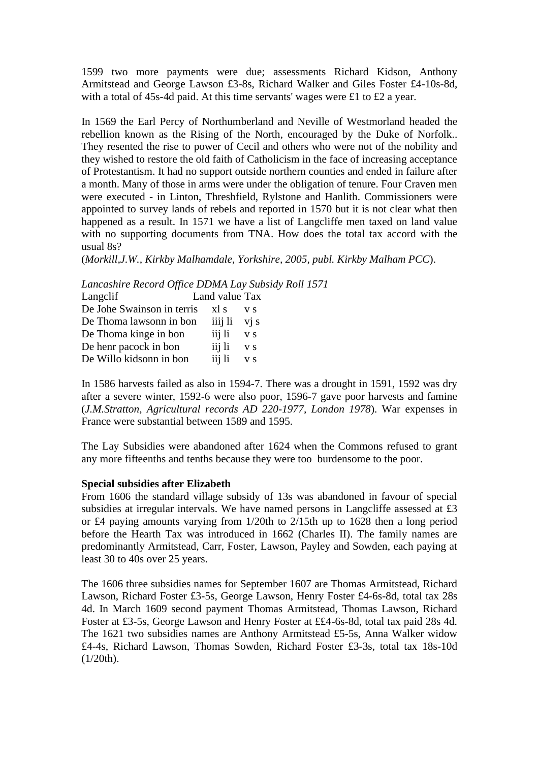1599 two more payments were due; assessments Richard Kidson, Anthony Armitstead and George Lawson £3-8s, Richard Walker and Giles Foster £4-10s-8d, with a total of 45s-4d paid. At this time servants' wages were £1 to £2 a year.

In 1569 the Earl Percy of Northumberland and Neville of Westmorland headed the rebellion known as the Rising of the North, encouraged by the Duke of Norfolk.. They resented the rise to power of Cecil and others who were not of the nobility and they wished to restore the old faith of Catholicism in the face of increasing acceptance of Protestantism. It had no support outside northern counties and ended in failure after a month. Many of those in arms were under the obligation of tenure. Four Craven men were executed - in Linton, Threshfield, Rylstone and Hanlith. Commissioners were appointed to survey lands of rebels and reported in 1570 but it is not clear what then happened as a result. In 1571 we have a list of Langcliffe men taxed on land value with no supporting documents from TNA. How does the total tax accord with the usual 8s?
(*Morkill,J.W., Kirkby Malhamdale, Yorkshire, 2005, publ. Kirkby Malham PCC*).

*Lancashire Record Office DDMA Lay Subsidy Roll 1571*

| Langclif | Land value | Tax |
|---|---|---|
| De Johe Swainson in terris | xl s | v s |
| De Thoma lawsonn in bon | iiij li | vj s |
| De Thoma kinge in bon | iij li | v s |
| De henr pacock in bon | iij li | v s |
| De Willo kidsonn in bon | iij li | v s |

In 1586 harvests failed as also in 1594-7. There was a drought in 1591, 1592 was dry after a severe winter, 1592-6 were also poor, 1596-7 gave poor harvests and famine (*J.M.Stratton, Agricultural records AD 220-1977, London 1978*). War expenses in France were substantial between 1589 and 1595.

The Lay Subsidies were abandoned after 1624 when the Commons refused to grant any more fifteenths and tenths because they were too burdensome to the poor.

**Special subsidies after Elizabeth**

From 1606 the standard village subsidy of 13s was abandoned in favour of special subsidies at irregular intervals. We have named persons in Langcliffe assessed at £3 or £4 paying amounts varying from 1/20th to 2/15th up to 1628 then a long period before the Hearth Tax was introduced in 1662 (Charles II). The family names are predominantly Armitstead, Carr, Foster, Lawson, Payley and Sowden, each paying at least 30 to 40s over 25 years.

The 1606 three subsidies names for September 1607 are Thomas Armitstead, Richard Lawson, Richard Foster £3-5s, George Lawson, Henry Foster £4-6s-8d, total tax 28s 4d. In March 1609 second payment Thomas Armitstead, Thomas Lawson, Richard Foster at £3-5s, George Lawson and Henry Foster at ££4-6s-8d, total tax paid 28s 4d. The 1621 two subsidies names are Anthony Armitstead £5-5s, Anna Walker widow £4-4s, Richard Lawson, Thomas Sowden, Richard Foster £3-3s, total tax 18s-10d (1/20th).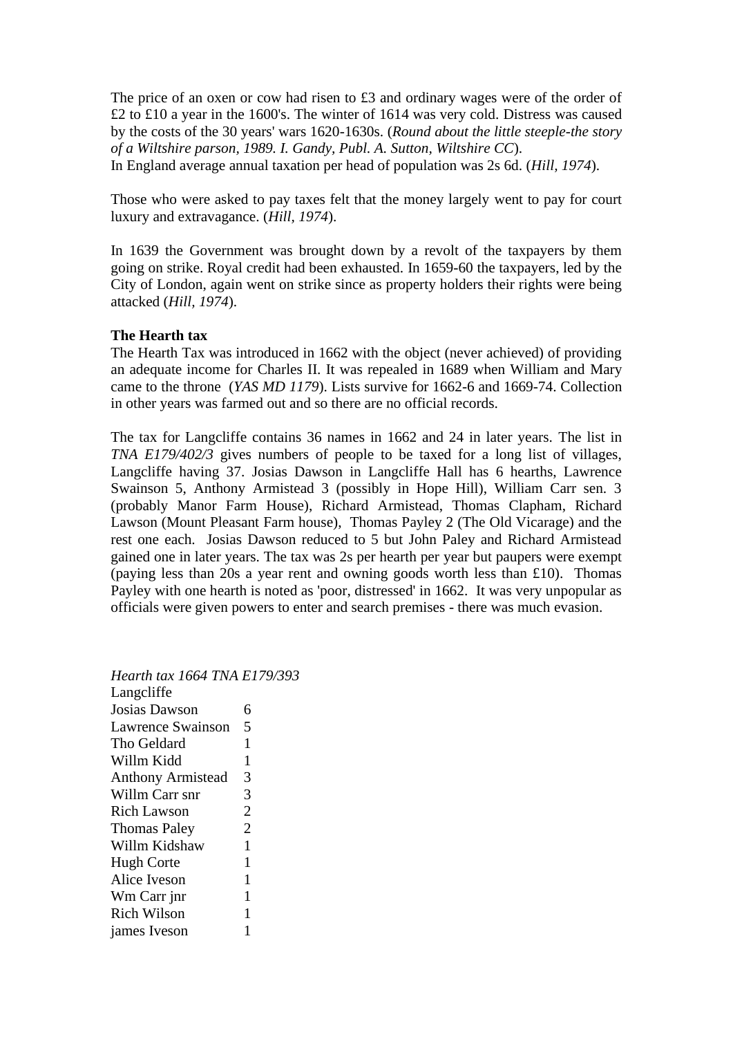The price of an oxen or cow had risen to £3 and ordinary wages were of the order of £2 to £10 a year in the 1600's. The winter of 1614 was very cold. Distress was caused by the costs of the 30 years' wars 1620-1630s. (*Round about the little steeple-the story of a Wiltshire parson, 1989. I. Gandy, Publ. A. Sutton, Wiltshire CC*).
In England average annual taxation per head of population was 2s 6d. (*Hill, 1974*).

Those who were asked to pay taxes felt that the money largely went to pay for court luxury and extravagance. (*Hill, 1974*).

In 1639 the Government was brought down by a revolt of the taxpayers by them going on strike. Royal credit had been exhausted. In 1659-60 the taxpayers, led by the City of London, again went on strike since as property holders their rights were being attacked (*Hill, 1974*).

**The Hearth tax**

The Hearth Tax was introduced in 1662 with the object (never achieved) of providing an adequate income for Charles II. It was repealed in 1689 when William and Mary came to the throne (*YAS MD 1179*). Lists survive for 1662-6 and 1669-74. Collection in other years was farmed out and so there are no official records.

The tax for Langcliffe contains 36 names in 1662 and 24 in later years. The list in *TNA E179/402/3* gives numbers of people to be taxed for a long list of villages, Langcliffe having 37. Josias Dawson in Langcliffe Hall has 6 hearths, Lawrence Swainson 5, Anthony Armistead 3 (possibly in Hope Hill), William Carr sen. 3 (probably Manor Farm House), Richard Armistead, Thomas Clapham, Richard Lawson (Mount Pleasant Farm house), Thomas Payley 2 (The Old Vicarage) and the rest one each. Josias Dawson reduced to 5 but John Paley and Richard Armistead gained one in later years. The tax was 2s per hearth per year but paupers were exempt (paying less than 20s a year rent and owning goods worth less than £10). Thomas Payley with one hearth is noted as 'poor, distressed' in 1662. It was very unpopular as officials were given powers to enter and search premises - there was much evasion.

*Hearth tax 1664 TNA E179/393*

Langcliffe

| | |
|---|---|
| Josias Dawson | 6 |
| Lawrence Swainson | 5 |
| Tho Geldard | 1 |
| Willm Kidd | 1 |
| Anthony Armistead | 3 |
| Willm Carr snr | 3 |
| Rich Lawson | 2 |
| Thomas Paley | 2 |
| Willm Kidshaw | 1 |
| Hugh Corte | 1 |
| Alice Iveson | 1 |
| Wm Carr jnr | 1 |
| Rich Wilson | 1 |
| james Iveson | 1 |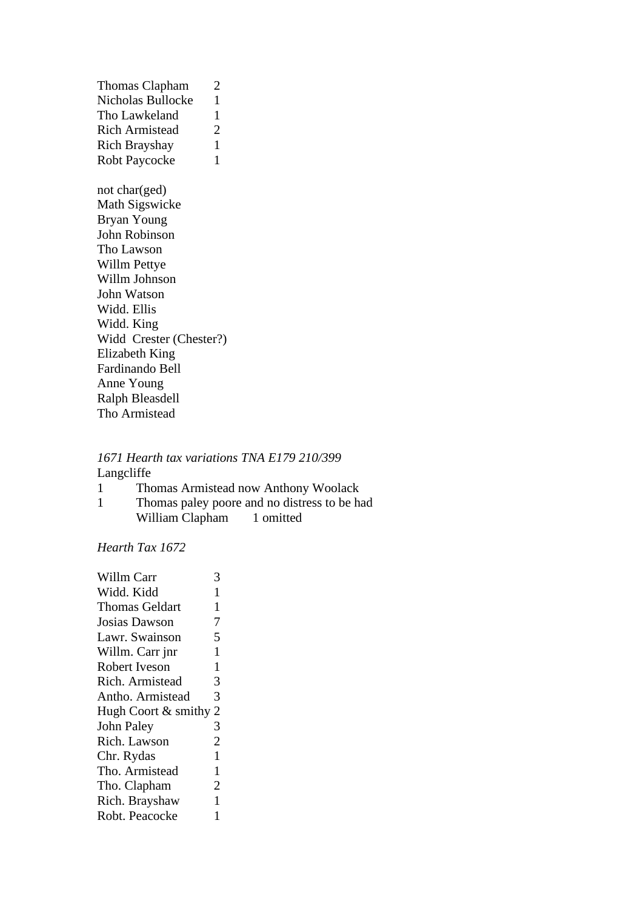| | |
|---|---|
| Thomas Clapham | 2 |
| Nicholas Bullocke | 1 |
| Tho Lawkeland | 1 |
| Rich Armistead | 2 |
| Rich Brayshay | 1 |
| Robt Paycocke | 1 |

not char(ged)
Math Sigswicke
Bryan Young
John Robinson
Tho Lawson
Willm Pettye
Willm Johnson
John Watson
Widd. Ellis
Widd. King
Widd  Crester (Chester?)
Elizabeth King
Fardinando Bell
Anne Young
Ralph Bleasdell
Tho Armistead

*1671 Hearth tax variations TNA E179 210/399*
Langcliffe

| | | |
|---|---|---|
| 1 | Thomas Armistead now Anthony Woolack | |
| 1 | Thomas paley poore and no distress to be had | |
| | William Clapham | 1 omitted |

*Hearth Tax 1672*

| | |
|---|---|
| Willm Carr | 3 |
| Widd. Kidd | 1 |
| Thomas Geldart | 1 |
| Josias Dawson | 7 |
| Lawr. Swainson | 5 |
| Willm. Carr jnr | 1 |
| Robert Iveson | 1 |
| Rich. Armistead | 3 |
| Antho. Armistead | 3 |
| Hugh Coort & smithy | 2 |
| John Paley | 3 |
| Rich. Lawson | 2 |
| Chr. Rydas | 1 |
| Tho. Armistead | 1 |
| Tho. Clapham | 2 |
| Rich. Brayshaw | 1 |
| Robt. Peacocke | 1 |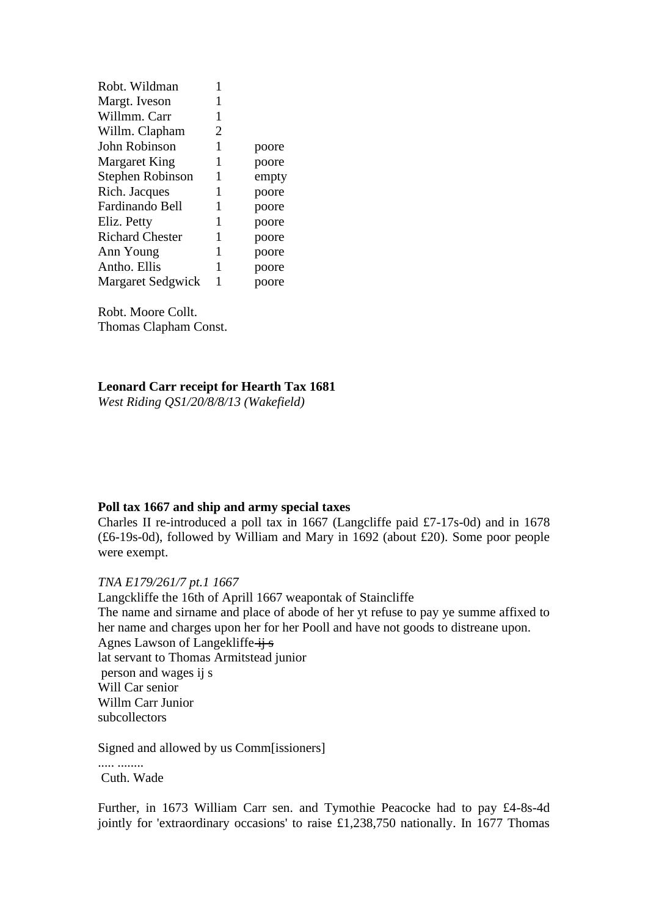| | | |
|---|---|---|
| Robt. Wildman | 1 | |
| Margt. Iveson | 1 | |
| Willmm. Carr | 1 | |
| Willm. Clapham | 2 | |
| John Robinson | 1 | poore |
| Margaret King | 1 | poore |
| Stephen Robinson | 1 | empty |
| Rich. Jacques | 1 | poore |
| Fardinando Bell | 1 | poore |
| Eliz. Petty | 1 | poore |
| Richard Chester | 1 | poore |
| Ann Young | 1 | poore |
| Antho. Ellis | 1 | poore |
| Margaret Sedgwick | 1 | poore |

Robt. Moore Collt.
Thomas Clapham Const.

**Leonard Carr receipt for Hearth Tax 1681**
*West Riding QS1/20/8/8/13 (Wakefield)*

**Poll tax 1667 and ship and army special taxes**
Charles II re-introduced a poll tax in 1667 (Langcliffe paid £7-17s-0d) and in 1678 (£6-19s-0d), followed by William and Mary in 1692 (about £20). Some poor people were exempt.

*TNA E179/261/7 pt.1 1667*
Langckliffe the 16th of Aprill 1667 weapontak of Staincliffe
The name and sirname and place of abode of her yt refuse to pay ye summe affixed to her name and charges upon her for her Pooll and have not goods to distreane upon.
Agnes Lawson of Langekliffe ~~ij s~~
lat servant to Thomas Armitstead junior
person and wages ij s
Will Car senior
Willm Carr Junior
subcollectors

Signed and allowed by us Comm[issioners]
..... ........
Cuth. Wade

Further, in 1673 William Carr sen. and Tymothie Peacocke had to pay £4-8s-4d jointly for 'extraordinary occasions' to raise £1,238,750 nationally. In 1677 Thomas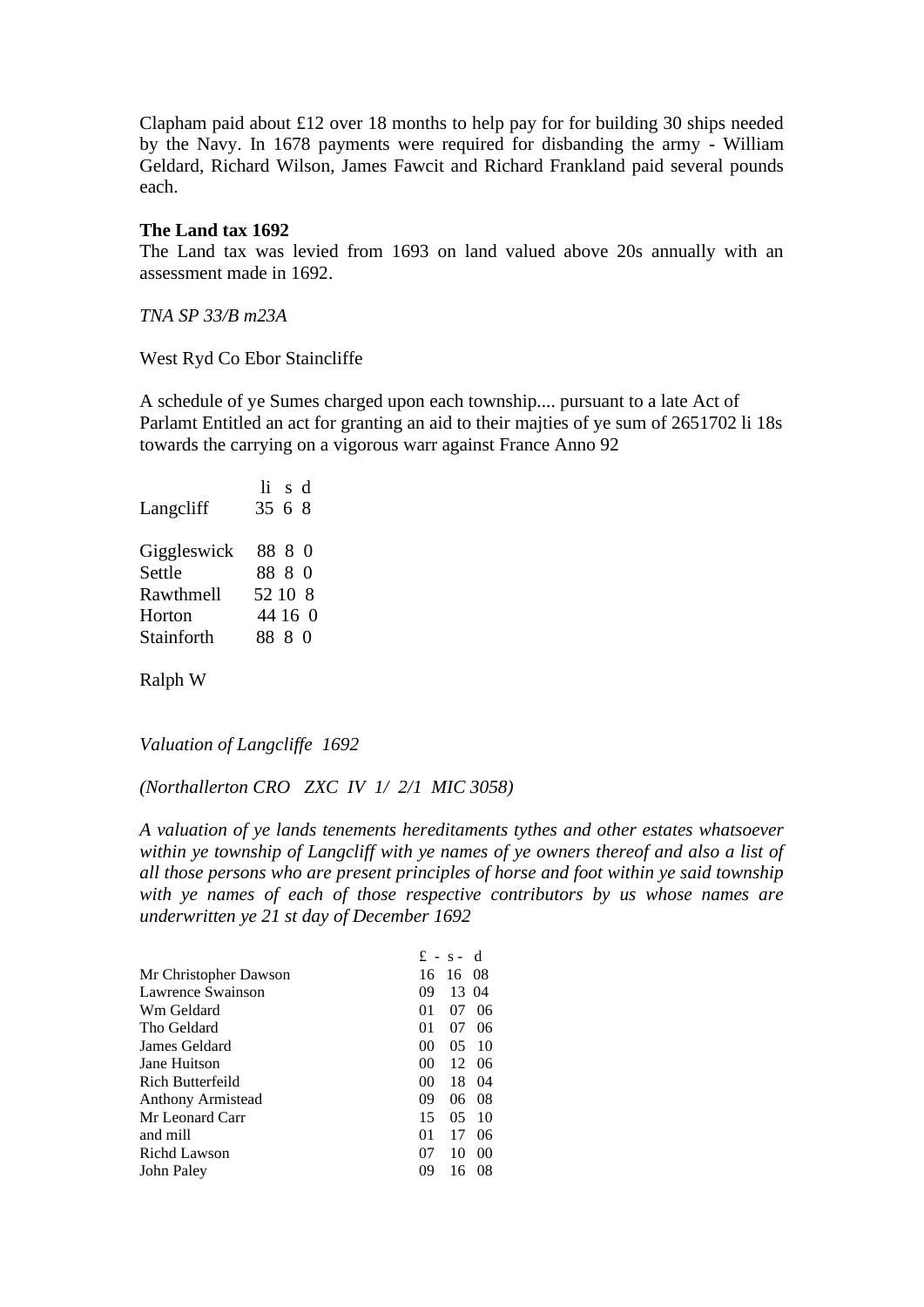Clapham paid about £12 over 18 months to help pay for for building 30 ships needed by the Navy. In 1678 payments were required for disbanding the army - William Geldard, Richard Wilson, James Fawcit and Richard Frankland paid several pounds each.

**The Land tax 1692**

The Land tax was levied from 1693 on land valued above 20s annually with an assessment made in 1692.

*TNA SP 33/B m23A*

West Ryd Co Ebor Staincliffe

A schedule of ye Sumes charged upon each township.... pursuant to a late Act of Parlamt Entitled an act for granting an aid to their majties of ye sum of 2651702 li 18s towards the carrying on a vigorous warr against France Anno 92

| | li s d |
|---|---|
| Langcliff | 35 6 8 |
| | |
| Giggleswick | 88 8 0 |
| Settle | 88 8 0 |
| Rawthmell | 52 10 8 |
| Horton | 44 16 0 |
| Stainforth | 88 8 0 |

Ralph W

*Valuation of Langcliffe 1692*

*(Northallerton CRO ZXC IV 1/ 2/1 MIC 3058)*

*A valuation of ye lands tenements hereditaments tythes and other estates whatsoever within ye township of Langcliff with ye names of ye owners thereof and also a list of all those persons who are present principles of horse and foot within ye said township with ye names of each of those respective contributors by us whose names are underwritten ye 21 st day of December 1692*

| | £ - s - d |
|---|---|
| Mr Christopher Dawson | 16 16 08 |
| Lawrence Swainson | 09 13 04 |
| Wm Geldard | 01 07 06 |
| Tho Geldard | 01 07 06 |
| James Geldard | 00 05 10 |
| Jane Huitson | 00 12 06 |
| Rich Butterfeild | 00 18 04 |
| Anthony Armistead | 09 06 08 |
| Mr Leonard Carr | 15 05 10 |
| and mill | 01 17 06 |
| Richd Lawson | 07 10 00 |
| John Paley | 09 16 08 |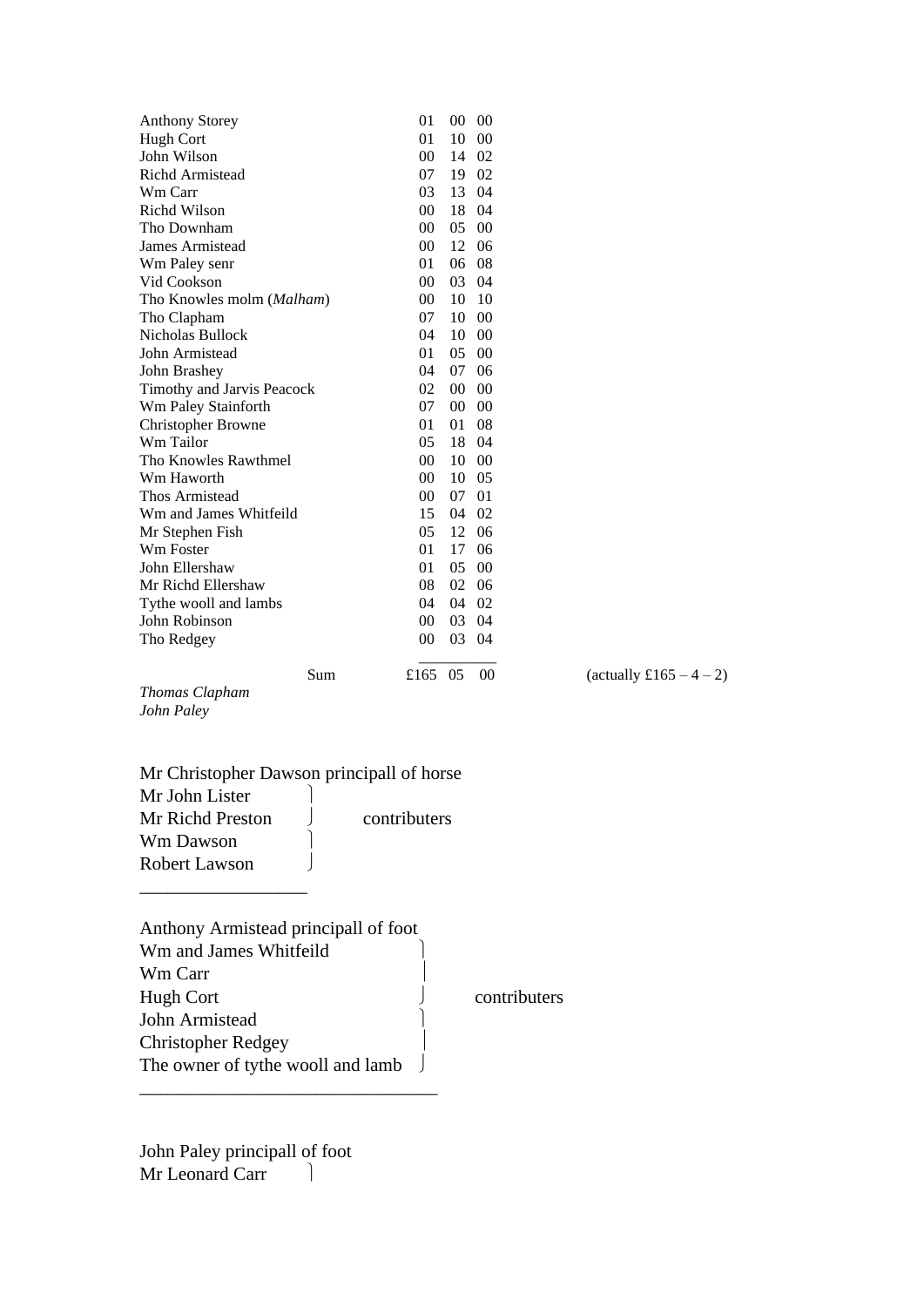| | | | |
|---|---|---|---|
| Anthony Storey | 01 | 00 | 00 |
| Hugh Cort | 01 | 10 | 00 |
| John Wilson | 00 | 14 | 02 |
| Richd Armistead | 07 | 19 | 02 |
| Wm Carr | 03 | 13 | 04 |
| Richd Wilson | 00 | 18 | 04 |
| Tho Downham | 00 | 05 | 00 |
| James Armistead | 00 | 12 | 06 |
| Wm Paley senr | 01 | 06 | 08 |
| Vid Cookson | 00 | 03 | 04 |
| Tho Knowles molm (*Malham*) | 00 | 10 | 10 |
| Tho Clapham | 07 | 10 | 00 |
| Nicholas Bullock | 04 | 10 | 00 |
| John Armistead | 01 | 05 | 00 |
| John Brashey | 04 | 07 | 06 |
| Timothy and Jarvis Peacock | 02 | 00 | 00 |
| Wm Paley Stainforth | 07 | 00 | 00 |
| Christopher Browne | 01 | 01 | 08 |
| Wm Tailor | 05 | 18 | 04 |
| Tho Knowles Rawthmel | 00 | 10 | 00 |
| Wm Haworth | 00 | 10 | 05 |
| Thos Armistead | 00 | 07 | 01 |
| Wm and James Whitfeild | 15 | 04 | 02 |
| Mr Stephen Fish | 05 | 12 | 06 |
| Wm Foster | 01 | 17 | 06 |
| John Ellershaw | 01 | 05 | 00 |
| Mr Richd Ellershaw | 08 | 02 | 06 |
| Tythe wooll and lambs | 04 | 04 | 02 |
| John Robinson | 00 | 03 | 04 |
| Tho Redgey | 00 | 03 | 04 |
| Sum | £165 | 05 | 00 |

(actually £165 – 4 – 2)

*Thomas Clapham*
*John Paley*

Mr Christopher Dawson principall of horse
Mr John Lister
Mr Richd Preston
Wm Dawson
Robert Lawson
} contributers

---

Anthony Armistead principall of foot
Wm and James Whitfeild
Wm Carr
Hugh Cort
John Armistead
Christopher Redgey
The owner of tythe wooll and lamb
} contributers

---

John Paley principall of foot
Mr Leonard Carr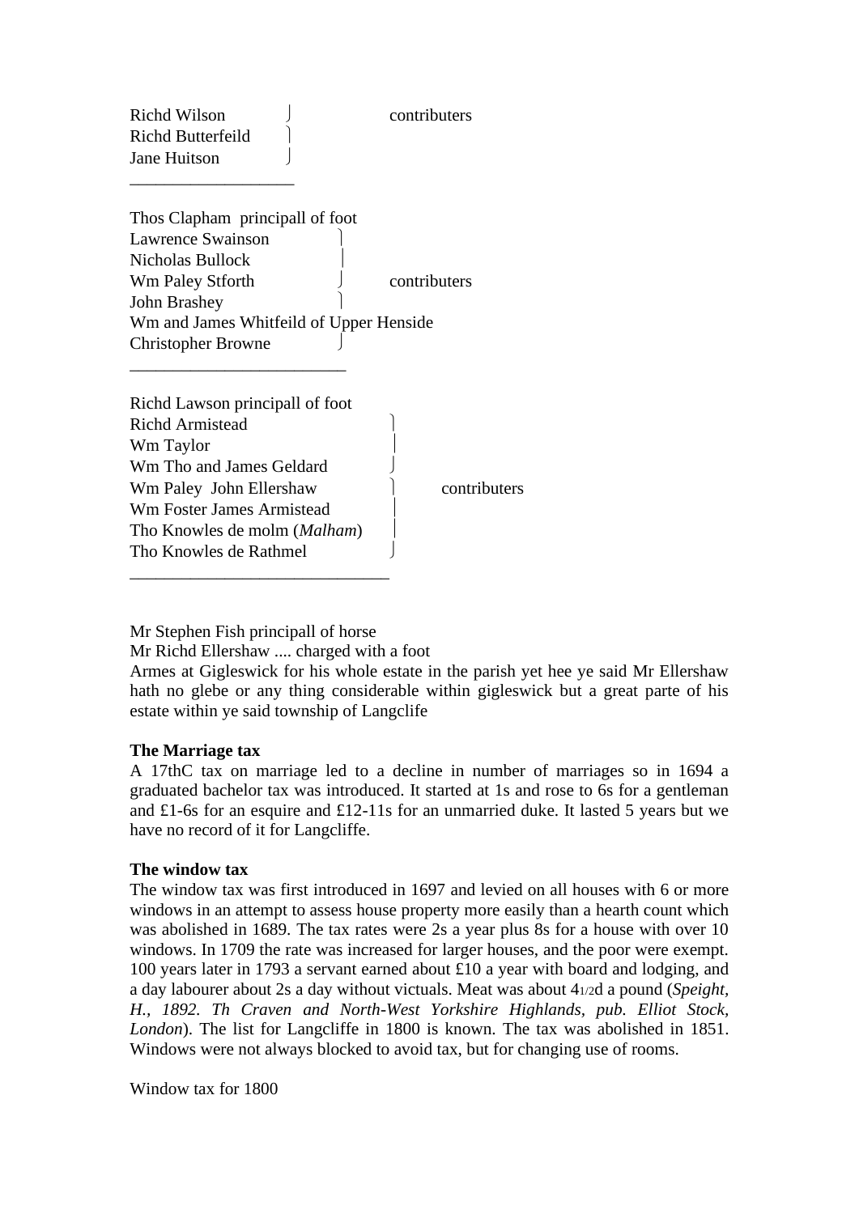Richd Wilson ⎫ contributers
Richd Butterfeild ⎬
Jane Huitson ⎭

---

Thos Clapham principall of foot
Lawrence Swainson ⎫
Nicholas Bullock ⎪
Wm Paley Stforth ⎬ contributers
John Brashey ⎪
Wm and James Whitfeild of Upper Henside
Christopher Browne ⎭

---

Richd Lawson principall of foot
Richd Armistead ⎫
Wm Taylor ⎪
Wm Tho and James Geldard ⎪
Wm Paley John Ellershaw ⎬ contributers
Wm Foster James Armistead ⎪
Tho Knowles de molm (*Malham*) ⎪
Tho Knowles de Rathmel ⎭

---

Mr Stephen Fish principall of horse
Mr Richd Ellershaw .... charged with a foot
Armes at Gigleswick for his whole estate in the parish yet hee ye said Mr Ellershaw hath no glebe or any thing considerable within gigleswick but a great parte of his estate within ye said township of Langclife

**The Marriage tax**
A 17thC tax on marriage led to a decline in number of marriages so in 1694 a graduated bachelor tax was introduced. It started at 1s and rose to 6s for a gentleman and £1-6s for an esquire and £12-11s for an unmarried duke. It lasted 5 years but we have no record of it for Langcliffe.

**The window tax**
The window tax was first introduced in 1697 and levied on all houses with 6 or more windows in an attempt to assess house property more easily than a hearth count which was abolished in 1689. The tax rates were 2s a year plus 8s for a house with over 10 windows. In 1709 the rate was increased for larger houses, and the poor were exempt. 100 years later in 1793 a servant earned about £10 a year with board and lodging, and a day labourer about 2s a day without victuals. Meat was about 4 1/2d a pound (*Speight, H., 1892. Th Craven and North-West Yorkshire Highlands, pub. Elliot Stock, London*). The list for Langcliffe in 1800 is known. The tax was abolished in 1851. Windows were not always blocked to avoid tax, but for changing use of rooms.

Window tax for 1800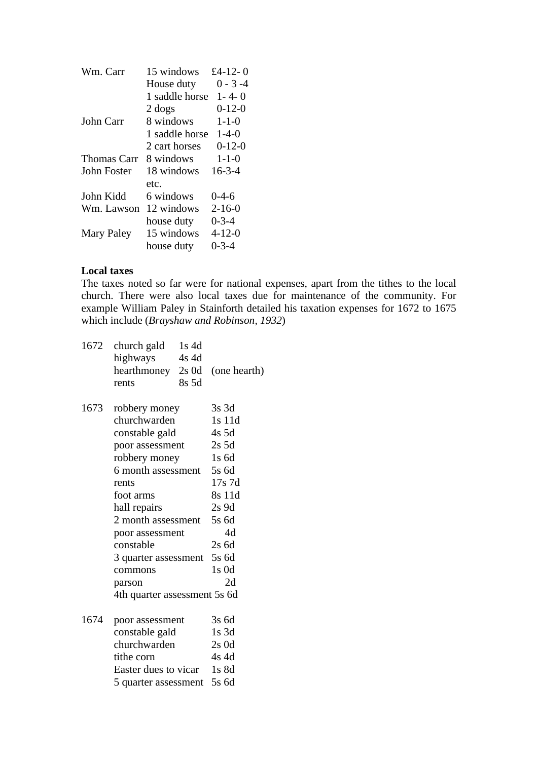| | | |
|---|---|---|
| Wm. Carr | 15 windows | £4-12- 0 |
| | House duty | 0 - 3 -4 |
| | 1 saddle horse | 1- 4- 0 |
| | 2 dogs | 0-12-0 |
| John Carr | 8 windows | 1-1-0 |
| | 1 saddle horse | 1-4-0 |
| | 2 cart horses | 0-12-0 |
| Thomas Carr | 8 windows | 1-1-0 |
| John Foster | 18 windows etc. | 16-3-4 |
| John Kidd | 6 windows | 0-4-6 |
| Wm. Lawson | 12 windows | 2-16-0 |
| | house duty | 0-3-4 |
| Mary Paley | 15 windows | 4-12-0 |
| | house duty | 0-3-4 |

**Local taxes**

The taxes noted so far were for national expenses, apart from the tithes to the local church. There were also local taxes due for maintenance of the community. For example William Paley in Stainforth detailed his taxation expenses for 1672 to 1675 which include (*Brayshaw and Robinson, 1932*)

| | | | |
|---|---|---|---|
| 1672 | church gald | 1s 4d | |
| | highways | 4s 4d | |
| | hearthmoney | 2s 0d | (one hearth) |
| | rents | 8s 5d | |

| | | |
|---|---|---|
| 1673 | robbery money | 3s 3d |
| | churchwarden | 1s 11d |
| | constable gald | 4s 5d |
| | poor assessment | 2s 5d |
| | robbery money | 1s 6d |
| | 6 month assessment | 5s 6d |
| | rents | 17s 7d |
| | foot arms | 8s 11d |
| | hall repairs | 2s 9d |
| | 2 month assessment | 5s 6d |
| | poor assessment | 4d |
| | constable | 2s 6d |
| | 3 quarter assessment | 5s 6d |
| | commons | 1s 0d |
| | parson | 2d |
| | 4th quarter assessment | 5s 6d |

| | | |
|---|---|---|
| 1674 | poor assessment | 3s 6d |
| | constable gald | 1s 3d |
| | churchwarden | 2s 0d |
| | tithe corn | 4s 4d |
| | Easter dues to vicar | 1s 8d |
| | 5 quarter assessment | 5s 6d |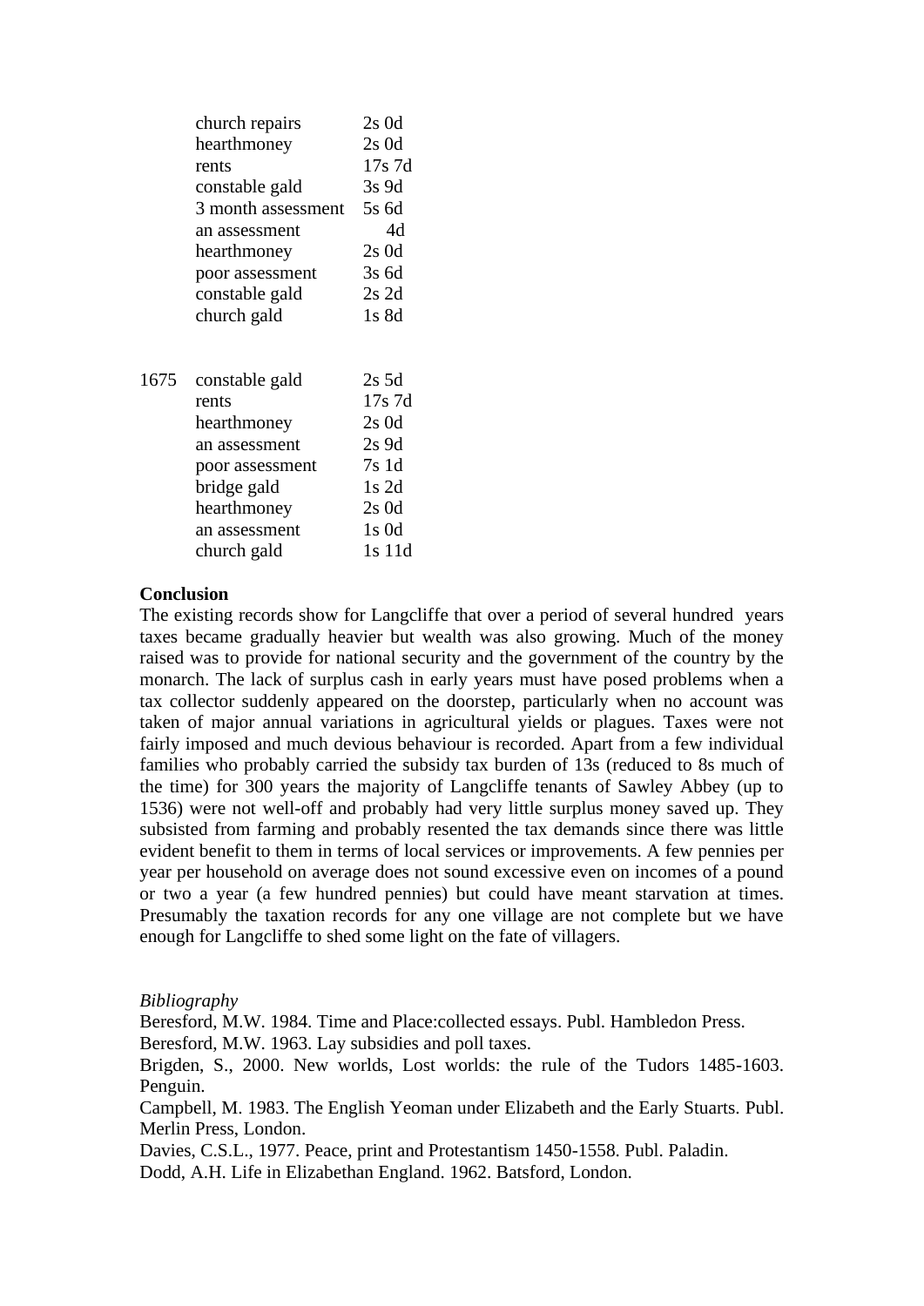| | | |
|---|---|---|
| | church repairs | 2s 0d |
| | hearthmoney | 2s 0d |
| | rents | 17s 7d |
| | constable gald | 3s 9d |
| | 3 month assessment | 5s 6d |
| | an assessment | 4d |
| | hearthmoney | 2s 0d |
| | poor assessment | 3s 6d |
| | constable gald | 2s 2d |
| | church gald | 1s 8d |
| | | |
| 1675 | constable gald | 2s 5d |
| | rents | 17s 7d |
| | hearthmoney | 2s 0d |
| | an assessment | 2s 9d |
| | poor assessment | 7s 1d |
| | bridge gald | 1s 2d |
| | hearthmoney | 2s 0d |
| | an assessment | 1s 0d |
| | church gald | 1s 11d |

**Conclusion**

The existing records show for Langcliffe that over a period of several hundred years taxes became gradually heavier but wealth was also growing. Much of the money raised was to provide for national security and the government of the country by the monarch. The lack of surplus cash in early years must have posed problems when a tax collector suddenly appeared on the doorstep, particularly when no account was taken of major annual variations in agricultural yields or plagues. Taxes were not fairly imposed and much devious behaviour is recorded. Apart from a few individual families who probably carried the subsidy tax burden of 13s (reduced to 8s much of the time) for 300 years the majority of Langcliffe tenants of Sawley Abbey (up to 1536) were not well-off and probably had very little surplus money saved up. They subsisted from farming and probably resented the tax demands since there was little evident benefit to them in terms of local services or improvements. A few pennies per year per household on average does not sound excessive even on incomes of a pound or two a year (a few hundred pennies) but could have meant starvation at times. Presumably the taxation records for any one village are not complete but we have enough for Langcliffe to shed some light on the fate of villagers.

*Bibliography*

Beresford, M.W. 1984. Time and Place:collected essays. Publ. Hambledon Press.

Beresford, M.W. 1963. Lay subsidies and poll taxes.

Brigden, S., 2000. New worlds, Lost worlds: the rule of the Tudors 1485-1603. Penguin.

Campbell, M. 1983. The English Yeoman under Elizabeth and the Early Stuarts. Publ. Merlin Press, London.

Davies, C.S.L., 1977. Peace, print and Protestantism 1450-1558. Publ. Paladin.

Dodd, A.H. Life in Elizabethan England. 1962. Batsford, London.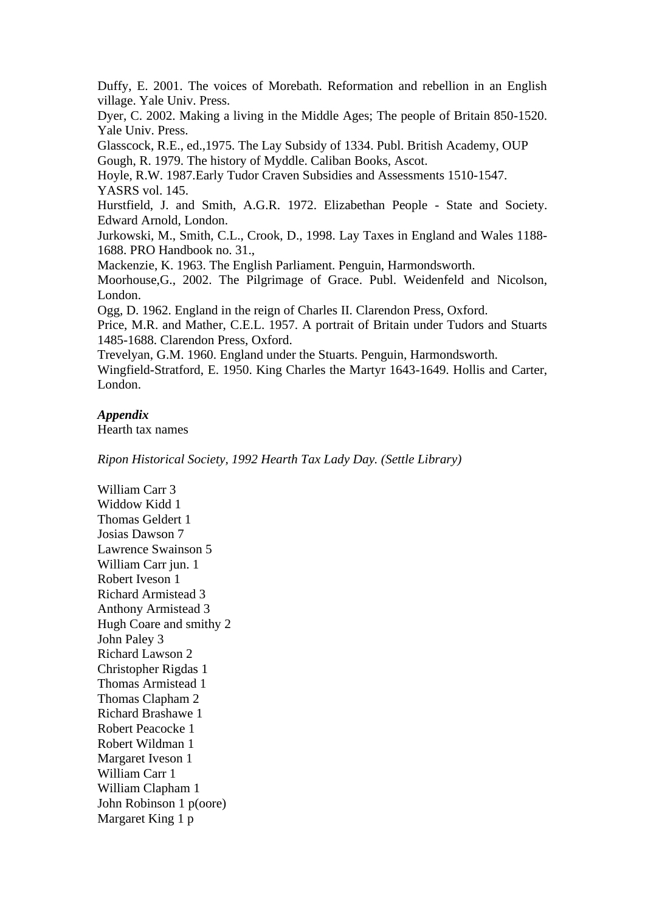Duffy, E. 2001. The voices of Morebath. Reformation and rebellion in an English village. Yale Univ. Press.

Dyer, C. 2002. Making a living in the Middle Ages; The people of Britain 850-1520. Yale Univ. Press.

Glasscock, R.E., ed.,1975. The Lay Subsidy of 1334. Publ. British Academy, OUP

Gough, R. 1979. The history of Myddle. Caliban Books, Ascot.

Hoyle, R.W. 1987.Early Tudor Craven Subsidies and Assessments 1510-1547. YASRS vol. 145.

Hurstfield, J. and Smith, A.G.R. 1972. Elizabethan People - State and Society. Edward Arnold, London.

Jurkowski, M., Smith, C.L., Crook, D., 1998. Lay Taxes in England and Wales 1188-1688. PRO Handbook no. 31.,

Mackenzie, K. 1963. The English Parliament. Penguin, Harmondsworth.

Moorhouse,G., 2002. The Pilgrimage of Grace. Publ. Weidenfeld and Nicolson, London.

Ogg, D. 1962. England in the reign of Charles II. Clarendon Press, Oxford.

Price, M.R. and Mather, C.E.L. 1957. A portrait of Britain under Tudors and Stuarts 1485-1688. Clarendon Press, Oxford.

Trevelyan, G.M. 1960. England under the Stuarts. Penguin, Harmondsworth.

Wingfield-Stratford, E. 1950. King Charles the Martyr 1643-1649. Hollis and Carter, London.

***Appendix***

Hearth tax names

*Ripon Historical Society, 1992 Hearth Tax Lady Day. (Settle Library)*

William Carr 3
Widdow Kidd 1
Thomas Geldert 1
Josias Dawson 7
Lawrence Swainson 5
William Carr jun. 1
Robert Iveson 1
Richard Armistead 3
Anthony Armistead 3
Hugh Coare and smithy 2
John Paley 3
Richard Lawson 2
Christopher Rigdas 1
Thomas Armistead 1
Thomas Clapham 2
Richard Brashawe 1
Robert Peacocke 1
Robert Wildman 1
Margaret Iveson 1
William Carr 1
William Clapham 1
John Robinson 1 p(oore)
Margaret King 1 p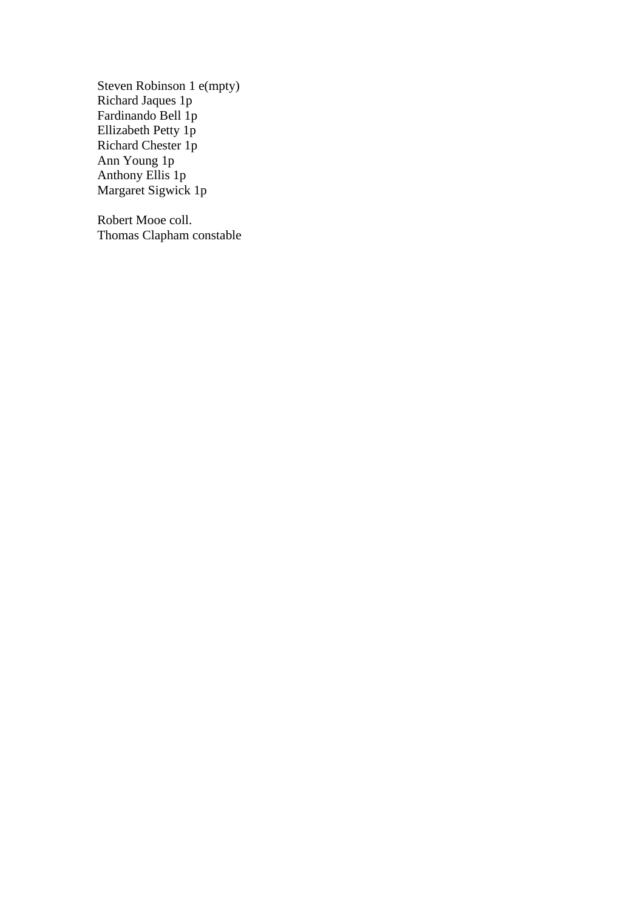Steven Robinson 1 e(mpty)
Richard Jaques 1p
Fardinando Bell 1p
Ellizabeth Petty 1p
Richard Chester 1p
Ann Young 1p
Anthony Ellis 1p
Margaret Sigwick 1p

Robert Mooe coll.
Thomas Clapham constable